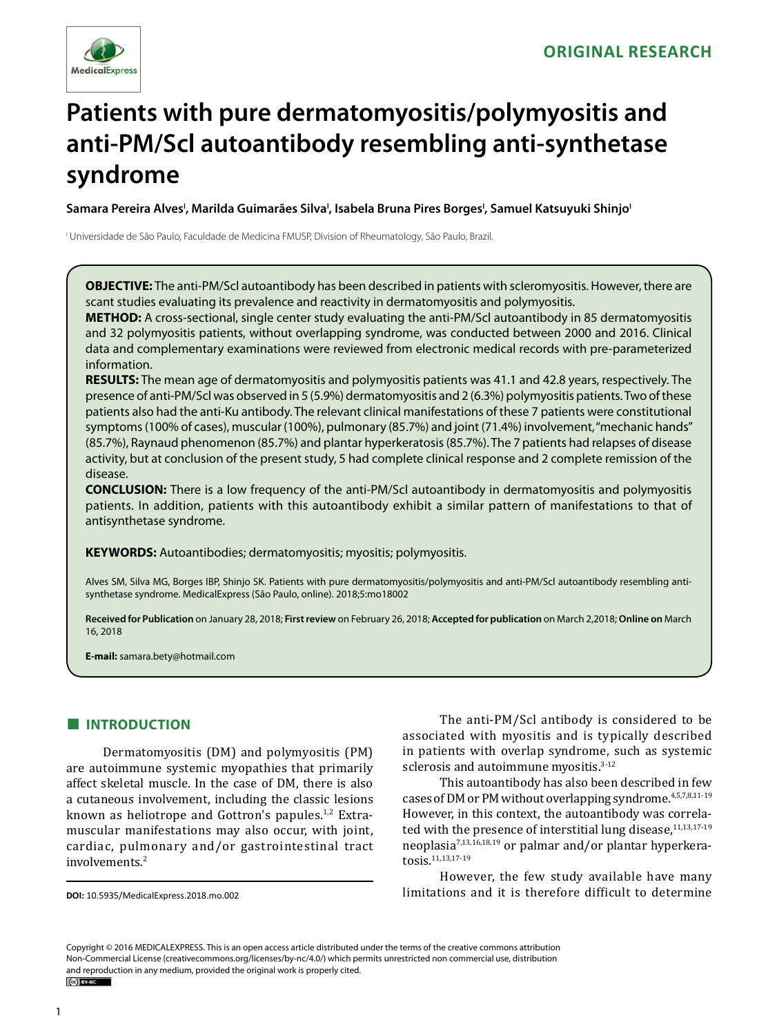ORIGINAL RESEARCH

# Patients with pure dermatomyositis/polymyositis and anti-PM/Scl autoantibody resembling anti-synthetase syndrome

**Samara Pereira Alves[I], Marilda Guimarães Silva[I], Isabela Bruna Pires Borges[I], Samuel Katsuyuki Shinjo[I]**

[I] Universidade de São Paulo, Faculdade de Medicina FMUSP, Division of Rheumatology, São Paulo, Brazil.

**OBJECTIVE:** The anti-PM/Scl autoantibody has been described in patients with scleromyositis. However, there are scant studies evaluating its prevalence and reactivity in dermatomyositis and polymyositis.

**METHOD:** A cross-sectional, single center study evaluating the anti-PM/Scl autoantibody in 85 dermatomyositis and 32 polymyositis patients, without overlapping syndrome, was conducted between 2000 and 2016. Clinical data and complementary examinations were reviewed from electronic medical records with pre-parameterized information.

**RESULTS:** The mean age of dermatomyositis and polymyositis patients was 41.1 and 42.8 years, respectively. The presence of anti-PM/Scl was observed in 5 (5.9%) dermatomyositis and 2 (6.3%) polymyositis patients. Two of these patients also had the anti-Ku antibody. The relevant clinical manifestations of these 7 patients were constitutional symptoms (100% of cases), muscular (100%), pulmonary (85.7%) and joint (71.4%) involvement, "mechanic hands" (85.7%), Raynaud phenomenon (85.7%) and plantar hyperkeratosis (85.7%). The 7 patients had relapses of disease activity, but at conclusion of the present study, 5 had complete clinical response and 2 complete remission of the disease.

**CONCLUSION:** There is a low frequency of the anti-PM/Scl autoantibody in dermatomyositis and polymyositis patients. In addition, patients with this autoantibody exhibit a similar pattern of manifestations to that of antisynthetase syndrome.

**KEYWORDS:** Autoantibodies; dermatomyositis; myositis; polymyositis.

Alves SM, Silva MG, Borges IBP, Shinjo SK. Patients with pure dermatomyositis/polymyositis and anti-PM/Scl autoantibody resembling anti-synthetase syndrome. MedicalExpress (São Paulo, online). 2018;5:mo18002

**Received for Publication** on January 28, 2018; **First review** on February 26, 2018; **Accepted for publication** on March 2,2018; **Online on** March 16, 2018

**E-mail:** samara.bety@hotmail.com

## INTRODUCTION

Dermatomyositis (DM) and polymyositis (PM) are autoimmune systemic myopathies that primarily affect skeletal muscle. In the case of DM, there is also a cutaneous involvement, including the classic lesions known as heliotrope and Gottron's papules.[1,2] Extra-muscular manifestations may also occur, with joint, cardiac, pulmonary and/or gastrointestinal tract involvements.[2]

The anti-PM/Scl antibody is considered to be associated with myositis and is typically described in patients with overlap syndrome, such as systemic sclerosis and autoimmune myositis.[3-12]

This autoantibody has also been described in few cases of DM or PM without overlapping syndrome.[4,5,7,8,11-19] However, in this context, the autoantibody was correlated with the presence of interstitial lung disease,[11,13,17-19] neoplasia[7,13,16,18,19] or palmar and/or plantar hyperkeratosis.[11,13,17-19]

However, the few study available have many limitations and it is therefore difficult to determine

**DOI:** 10.5935/MedicalExpress.2018.mo.002

Copyright © 2016 MEDICALEXPRESS. This is an open access article distributed under the terms of the creative commons attribution Non-Commercial License (creativecommons.org/licenses/by-nc/4.0/) which permits unrestricted non commercial use, distribution and reproduction in any medium, provided the original work is properly cited.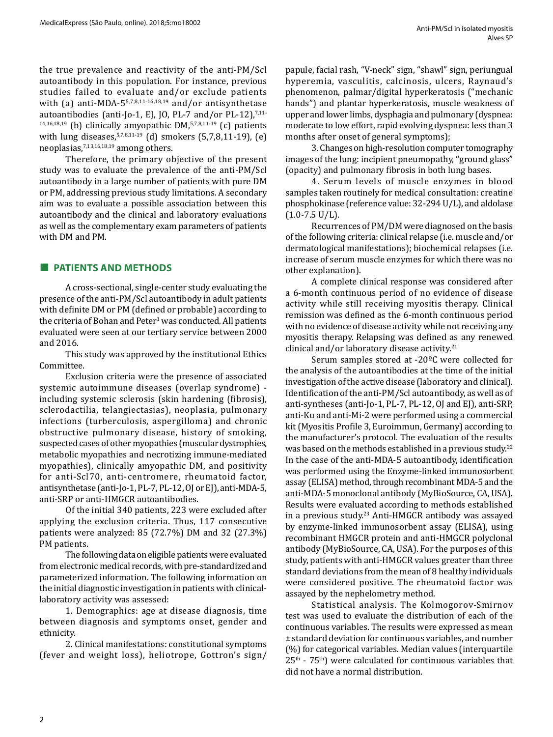the true prevalence and reactivity of the anti-PM/Scl autoantibody in this population. For instance, previous studies failed to evaluate and/or exclude patients with (a) anti-MDA-5[5,7,8,11-16,18,19] and/or antisynthetase autoantibodies (anti-Jo-1, EJ, JO, PL-7 and/or PL-12),[7,11-14,16,18,19] (b) clinically amyopathic DM,[5,7,8,11-19] (c) patients with lung diseases,[5,7,8,11-19] (d) smokers (5,7,8,11-19), (e) neoplasias,[7,13,16,18,19] among others.

Therefore, the primary objective of the present study was to evaluate the prevalence of the anti-PM/Scl autoantibody in a large number of patients with pure DM or PM, addressing previous study limitations. A secondary aim was to evaluate a possible association between this autoantibody and the clinical and laboratory evaluations as well as the complementary exam parameters of patients with DM and PM.

## PATIENTS AND METHODS

A cross-sectional, single-center study evaluating the presence of the anti-PM/Scl autoantibody in adult patients with definite DM or PM (defined or probable) according to the criteria of Bohan and Peter[1] was conducted. All patients evaluated were seen at our tertiary service between 2000 and 2016.

This study was approved by the institutional Ethics Committee.

Exclusion criteria were the presence of associated systemic autoimmune diseases (overlap syndrome) - including systemic sclerosis (skin hardening (fibrosis), sclerodactilia, telangiectasias), neoplasia, pulmonary infections (turberculosis, aspergilloma) and chronic obstructive pulmonary disease, history of smoking, suspected cases of other myopathies (muscular dystrophies, metabolic myopathies and necrotizing immune-mediated myopathies), clinically amyopathic DM, and positivity for anti-Scl70, anti-centromere, rheumatoid factor, antisynthetase (anti-Jo-1, PL-7, PL-12, OJ or EJ), anti-MDA-5, anti-SRP or anti-HMGCR autoantibodies.

Of the initial 340 patients, 223 were excluded after applying the exclusion criteria. Thus, 117 consecutive patients were analyzed: 85 (72.7%) DM and 32 (27.3%) PM patients.

The following data on eligible patients were evaluated from electronic medical records, with pre-standardized and parameterized information. The following information on the initial diagnostic investigation in patients with clinical-laboratory activity was assessed:

1. Demographics: age at disease diagnosis, time between diagnosis and symptoms onset, gender and ethnicity.

2. Clinical manifestations: constitutional symptoms (fever and weight loss), heliotrope, Gottron's sign/papule, facial rash, "V-neck" sign, "shawl" sign, periungual hyperemia, vasculitis, calcinosis, ulcers, Raynaud's phenomenon, palmar/digital hyperkeratosis ("mechanic hands") and plantar hyperkeratosis, muscle weakness of upper and lower limbs, dysphagia and pulmonary (dyspnea: moderate to low effort, rapid evolving dyspnea: less than 3 months after onset of general symptoms);

3. Changes on high-resolution computer tomography images of the lung: incipient pneumopathy, "ground glass" (opacity) and pulmonary fibrosis in both lung bases.

4. Serum levels of muscle enzymes in blood samples taken routinely for medical consultation: creatine phosphokinase (reference value: 32-294 U/L), and aldolase (1.0-7.5 U/L).

Recurrences of PM/DM were diagnosed on the basis of the following criteria: clinical relapse (i.e. muscle and/or dermatological manifestations); biochemical relapses (i.e. increase of serum muscle enzymes for which there was no other explanation).

A complete clinical response was considered after a 6-month continuous period of no evidence of disease activity while still receiving myositis therapy. Clinical remission was defined as the 6-month continuous period with no evidence of disease activity while not receiving any myositis therapy. Relapsing was defined as any renewed clinical and/or laboratory disease activity.[21]

Serum samples stored at -20ºC were collected for the analysis of the autoantibodies at the time of the initial investigation of the active disease (laboratory and clinical). Identification of the anti-PM/Scl autoantibody, as well as of anti-syntheses (anti-Jo-1, PL-7, PL-12, OJ and EJ), anti-SRP, anti-Ku and anti-Mi-2 were performed using a commercial kit (Myositis Profile 3, Euroimmun, Germany) according to the manufacturer's protocol. The evaluation of the results was based on the methods established in a previous study.[22] In the case of the anti-MDA-5 autoantibody, identification was performed using the Enzyme-linked immunosorbent assay (ELISA) method, through recombinant MDA-5 and the anti-MDA-5 monoclonal antibody (MyBioSource, CA, USA). Results were evaluated according to methods established in a previous study.[23] Anti-HMGCR antibody was assayed by enzyme-linked immunosorbent assay (ELISA), using recombinant HMGCR protein and anti-HMGCR polyclonal antibody (MyBioSource, CA, USA). For the purposes of this study, patients with anti-HMGCR values greater than three standard deviations from the mean of 8 healthy individuals were considered positive. The rheumatoid factor was assayed by the nephelometry method.

Statistical analysis. The Kolmogorov-Smirnov test was used to evaluate the distribution of each of the continuous variables. The results were expressed as mean ± standard deviation for continuous variables, and number (%) for categorical variables. Median values (interquartile $25^{th}$ - $75^{th}$) were calculated for continuous variables that did not have a normal distribution.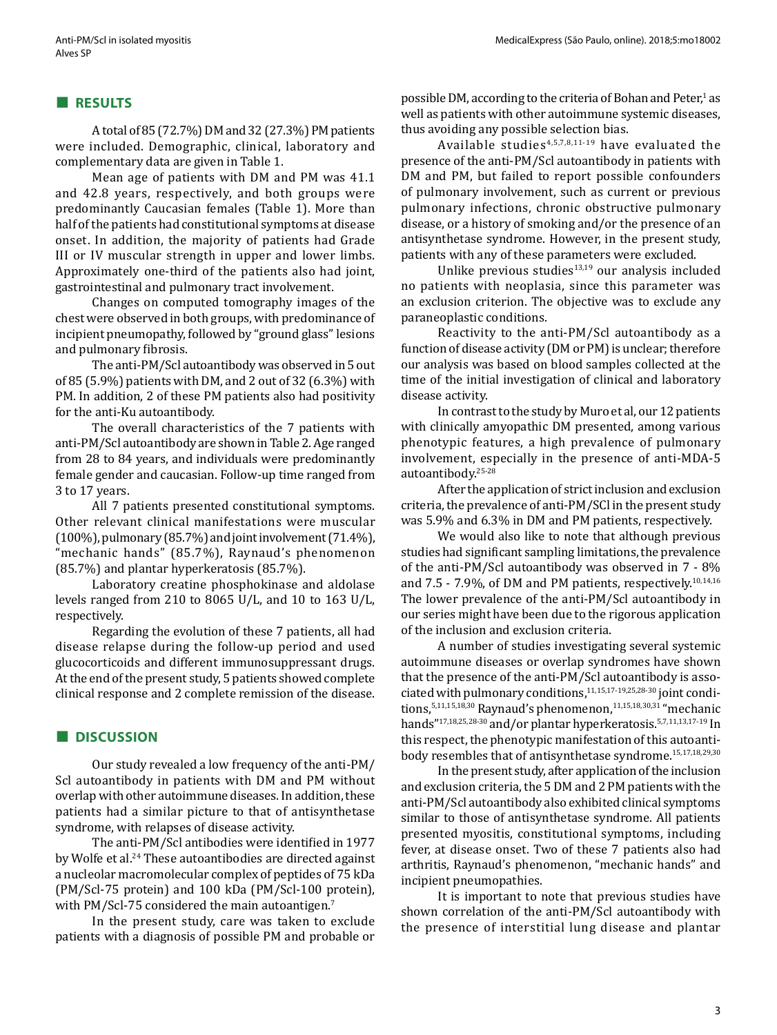## RESULTS

A total of 85 (72.7%) DM and 32 (27.3%) PM patients were included. Demographic, clinical, laboratory and complementary data are given in Table 1.

Mean age of patients with DM and PM was 41.1 and 42.8 years, respectively, and both groups were predominantly Caucasian females (Table 1). More than half of the patients had constitutional symptoms at disease onset. In addition, the majority of patients had Grade III or IV muscular strength in upper and lower limbs. Approximately one-third of the patients also had joint, gastrointestinal and pulmonary tract involvement.

Changes on computed tomography images of the chest were observed in both groups, with predominance of incipient pneumopathy, followed by "ground glass" lesions and pulmonary fibrosis.

The anti-PM/Scl autoantibody was observed in 5 out of 85 (5.9%) patients with DM, and 2 out of 32 (6.3%) with PM. In addition, 2 of these PM patients also had positivity for the anti-Ku autoantibody.

The overall characteristics of the 7 patients with anti-PM/Scl autoantibody are shown in Table 2. Age ranged from 28 to 84 years, and individuals were predominantly female gender and caucasian. Follow-up time ranged from 3 to 17 years.

All 7 patients presented constitutional symptoms. Other relevant clinical manifestations were muscular (100%), pulmonary (85.7%) and joint involvement (71.4%), "mechanic hands" (85.7%), Raynaud's phenomenon (85.7%) and plantar hyperkeratosis (85.7%).

Laboratory creatine phosphokinase and aldolase levels ranged from 210 to 8065 U/L, and 10 to 163 U/L, respectively.

Regarding the evolution of these 7 patients, all had disease relapse during the follow-up period and used glucocorticoids and different immunosuppressant drugs. At the end of the present study, 5 patients showed complete clinical response and 2 complete remission of the disease.

## DISCUSSION

Our study revealed a low frequency of the anti-PM/Scl autoantibody in patients with DM and PM without overlap with other autoimmune diseases. In addition, these patients had a similar picture to that of antisynthetase syndrome, with relapses of disease activity.

The anti-PM/Scl antibodies were identified in 1977 by Wolfe et al.[24] These autoantibodies are directed against a nucleolar macromolecular complex of peptides of 75 kDa (PM/Scl-75 protein) and 100 kDa (PM/Scl-100 protein), with PM/Scl-75 considered the main autoantigen.[7]

In the present study, care was taken to exclude patients with a diagnosis of possible PM and probable or possible DM, according to the criteria of Bohan and Peter,[1] as well as patients with other autoimmune systemic diseases, thus avoiding any possible selection bias.

Available studies[4,5,7,8,11-19] have evaluated the presence of the anti-PM/Scl autoantibody in patients with DM and PM, but failed to report possible confounders of pulmonary involvement, such as current or previous pulmonary infections, chronic obstructive pulmonary disease, or a history of smoking and/or the presence of an antisynthetase syndrome. However, in the present study, patients with any of these parameters were excluded.

Unlike previous studies[13,19] our analysis included no patients with neoplasia, since this parameter was an exclusion criterion. The objective was to exclude any paraneoplastic conditions.

Reactivity to the anti-PM/Scl autoantibody as a function of disease activity (DM or PM) is unclear; therefore our analysis was based on blood samples collected at the time of the initial investigation of clinical and laboratory disease activity.

In contrast to the study by Muro et al, our 12 patients with clinically amyopathic DM presented, among various phenotypic features, a high prevalence of pulmonary involvement, especially in the presence of anti-MDA-5 autoantibody.[25-28]

After the application of strict inclusion and exclusion criteria, the prevalence of anti-PM/SCl in the present study was 5.9% and 6.3% in DM and PM patients, respectively.

We would also like to note that although previous studies had significant sampling limitations, the prevalence of the anti-PM/Scl autoantibody was observed in 7 - 8% and 7.5 - 7.9%, of DM and PM patients, respectively.[10,14,16] The lower prevalence of the anti-PM/Scl autoantibody in our series might have been due to the rigorous application of the inclusion and exclusion criteria.

A number of studies investigating several systemic autoimmune diseases or overlap syndromes have shown that the presence of the anti-PM/Scl autoantibody is associated with pulmonary conditions,[11,15,17-19,25,28-30] joint conditions,[5,11,15,18,30] Raynaud's phenomenon,[11,15,18,30,31] "mechanic hands"[17,18,25,28-30] and/or plantar hyperkeratosis.[5,7,11,13,17-19] In this respect, the phenotypic manifestation of this autoantibody resembles that of antisynthetase syndrome.[15,17,18,29,30]

In the present study, after application of the inclusion and exclusion criteria, the 5 DM and 2 PM patients with the anti-PM/Scl autoantibody also exhibited clinical symptoms similar to those of antisynthetase syndrome. All patients presented myositis, constitutional symptoms, including fever, at disease onset. Two of these 7 patients also had arthritis, Raynaud's phenomenon, "mechanic hands" and incipient pneumopathies.

It is important to note that previous studies have shown correlation of the anti-PM/Scl autoantibody with the presence of interstitial lung disease and plantar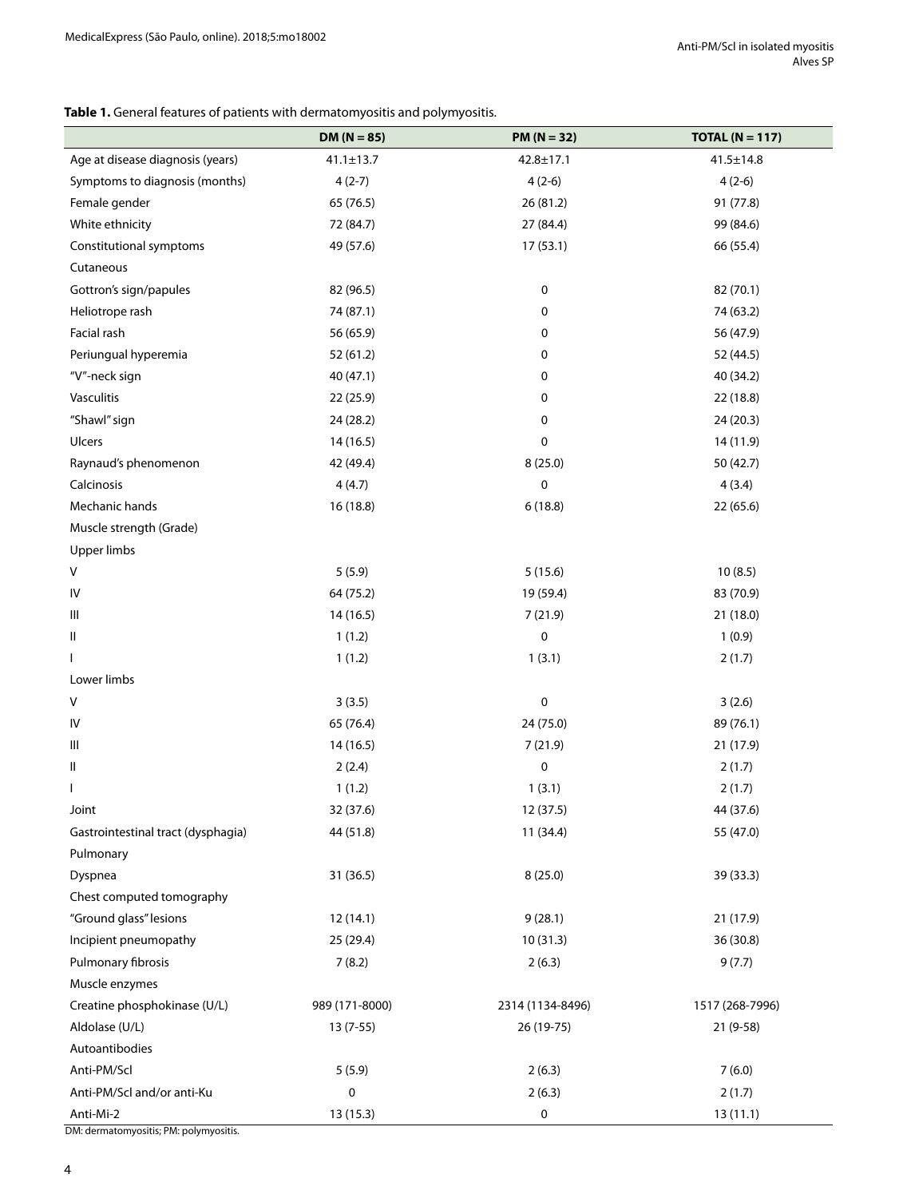**Table 1.** General features of patients with dermatomyositis and polymyositis.

| | DM (N = 85) | PM (N = 32) | TOTAL (N = 117) |
|---|---|---|---|
| Age at disease diagnosis (years) | 41.1±13.7 | 42.8±17.1 | 41.5±14.8 |
| Symptoms to diagnosis (months) | 4 (2-7) | 4 (2-6) | 4 (2-6) |
| Female gender | 65 (76.5) | 26 (81.2) | 91 (77.8) |
| White ethnicity | 72 (84.7) | 27 (84.4) | 99 (84.6) |
| Constitutional symptoms | 49 (57.6) | 17 (53.1) | 66 (55.4) |
| Cutaneous | | | |
| Gottron's sign/papules | 82 (96.5) | 0 | 82 (70.1) |
| Heliotrope rash | 74 (87.1) | 0 | 74 (63.2) |
| Facial rash | 56 (65.9) | 0 | 56 (47.9) |
| Periungual hyperemia | 52 (61.2) | 0 | 52 (44.5) |
| "V"-neck sign | 40 (47.1) | 0 | 40 (34.2) |
| Vasculitis | 22 (25.9) | 0 | 22 (18.8) |
| "Shawl" sign | 24 (28.2) | 0 | 24 (20.3) |
| Ulcers | 14 (16.5) | 0 | 14 (11.9) |
| Raynaud's phenomenon | 42 (49.4) | 8 (25.0) | 50 (42.7) |
| Calcinosis | 4 (4.7) | 0 | 4 (3.4) |
| Mechanic hands | 16 (18.8) | 6 (18.8) | 22 (65.6) |
| Muscle strength (Grade) | | | |
| Upper limbs | | | |
| V | 5 (5.9) | 5 (15.6) | 10 (8.5) |
| IV | 64 (75.2) | 19 (59.4) | 83 (70.9) |
| III | 14 (16.5) | 7 (21.9) | 21 (18.0) |
| II | 1 (1.2) | 0 | 1 (0.9) |
| I | 1 (1.2) | 1 (3.1) | 2 (1.7) |
| Lower limbs | | | |
| V | 3 (3.5) | 0 | 3 (2.6) |
| IV | 65 (76.4) | 24 (75.0) | 89 (76.1) |
| III | 14 (16.5) | 7 (21.9) | 21 (17.9) |
| II | 2 (2.4) | 0 | 2 (1.7) |
| I | 1 (1.2) | 1 (3.1) | 2 (1.7) |
| Joint | 32 (37.6) | 12 (37.5) | 44 (37.6) |
| Gastrointestinal tract (dysphagia) | 44 (51.8) | 11 (34.4) | 55 (47.0) |
| Pulmonary | | | |
| Dyspnea | 31 (36.5) | 8 (25.0) | 39 (33.3) |
| Chest computed tomography | | | |
| "Ground glass" lesions | 12 (14.1) | 9 (28.1) | 21 (17.9) |
| Incipient pneumopathy | 25 (29.4) | 10 (31.3) | 36 (30.8) |
| Pulmonary fibrosis | 7 (8.2) | 2 (6.3) | 9 (7.7) |
| Muscle enzymes | | | |
| Creatine phosphokinase (U/L) | 989 (171-8000) | 2314 (1134-8496) | 1517 (268-7996) |
| Aldolase (U/L) | 13 (7-55) | 26 (19-75) | 21 (9-58) |
| Autoantibodies | | | |
| Anti-PM/Scl | 5 (5.9) | 2 (6.3) | 7 (6.0) |
| Anti-PM/Scl and/or anti-Ku | 0 | 2 (6.3) | 2 (1.7) |
| Anti-Mi-2 | 13 (15.3) | 0 | 13 (11.1) |

DM: dermatomyositis; PM: polymyositis.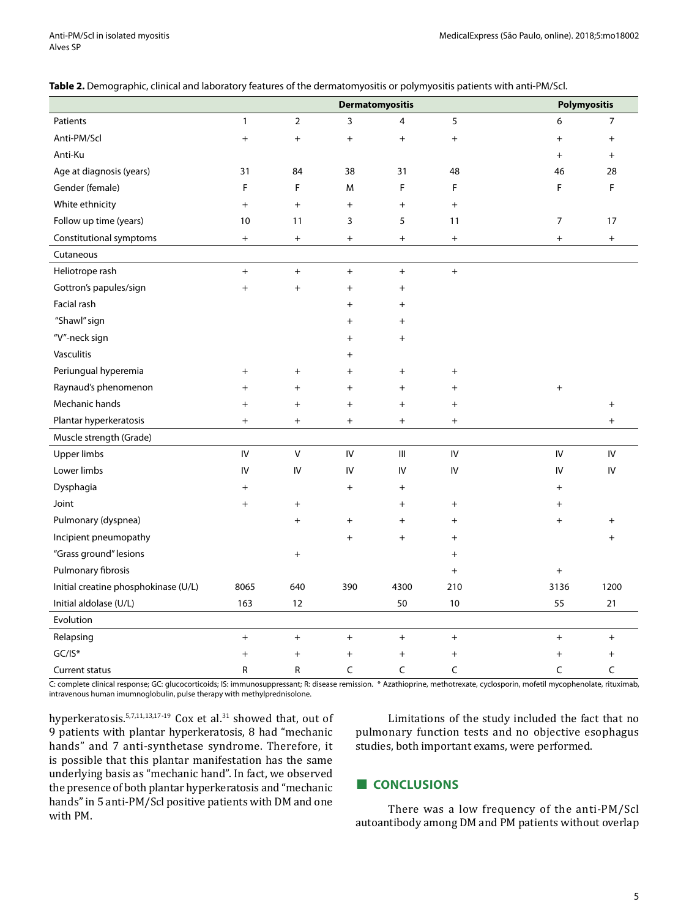**Table 2.** Demographic, clinical and laboratory features of the dermatomyositis or polymyositis patients with anti-PM/Scl.

| | Dermatomyositis | | | | | Polymyositis | |
|---|---|---|---|---|---|---|---|
| Patients | 1 | 2 | 3 | 4 | 5 | 6 | 7 |
| Anti-PM/Scl | + | + | + | + | + | + | + |
| Anti-Ku | | | | | | + | + |
| Age at diagnosis (years) | 31 | 84 | 38 | 31 | 48 | 46 | 28 |
| Gender (female) | F | F | M | F | F | F | F |
| White ethnicity | + | + | + | + | + | | |
| Follow up time (years) | 10 | 11 | 3 | 5 | 11 | 7 | 17 |
| Constitutional symptoms | + | + | + | + | + | + | + |
| Cutaneous | | | | | | | |
| Heliotrope rash | + | + | + | + | + | | |
| Gottron's papules/sign | + | + | + | + | | | |
| Facial rash | | | + | + | | | |
| "Shawl" sign | | | + | + | | | |
| "V"-neck sign | | | + | + | | | |
| Vasculitis | | | + | | | | |
| Periungual hyperemia | + | + | + | + | + | | |
| Raynaud's phenomenon | + | + | + | + | + | + | |
| Mechanic hands | + | + | + | + | + | | + |
| Plantar hyperkeratosis | + | + | + | + | + | | + |
| Muscle strength (Grade) | | | | | | | |
| Upper limbs | IV | V | IV | III | IV | IV | IV |
| Lower limbs | IV | IV | IV | IV | IV | IV | IV |
| Dysphagia | + | | + | + | | + | |
| Joint | + | + | | + | + | + | |
| Pulmonary (dyspnea) | | + | + | + | + | + | + |
| Incipient pneumopathy | | | + | + | + | | + |
| "Grass ground" lesions | | + | | | + | | |
| Pulmonary fibrosis | | | | | + | + | |
| Initial creatine phosphokinase (U/L) | 8065 | 640 | 390 | 4300 | 210 | 3136 | 1200 |
| Initial aldolase (U/L) | 163 | 12 | | 50 | 10 | 55 | 21 |
| Evolution | | | | | | | |
| Relapsing | + | + | + | + | + | + | + |
| GC/IS* | + | + | + | + | + | + | + |
| Current status | R | R | C | C | C | C | C |

C: complete clinical response; GC: glucocorticoids; IS: immunosuppressant; R: disease remission. * Azathioprine, methotrexate, cyclosporin, mofetil mycophenolate, rituximab, intravenous human imumnoglobulin, pulse therapy with methylprednisolone.

hyperkeratosis.[5,7,11,13,17-19] Cox et al.[31] showed that, out of 9 patients with plantar hyperkeratosis, 8 had "mechanic hands" and 7 anti-synthetase syndrome. Therefore, it is possible that this plantar manifestation has the same underlying basis as "mechanic hand". In fact, we observed the presence of both plantar hyperkeratosis and "mechanic hands" in 5 anti-PM/Scl positive patients with DM and one with PM.

Limitations of the study included the fact that no pulmonary function tests and no objective esophagus studies, both important exams, were performed.

## CONCLUSIONS

There was a low frequency of the anti-PM/Scl autoantibody among DM and PM patients without overlap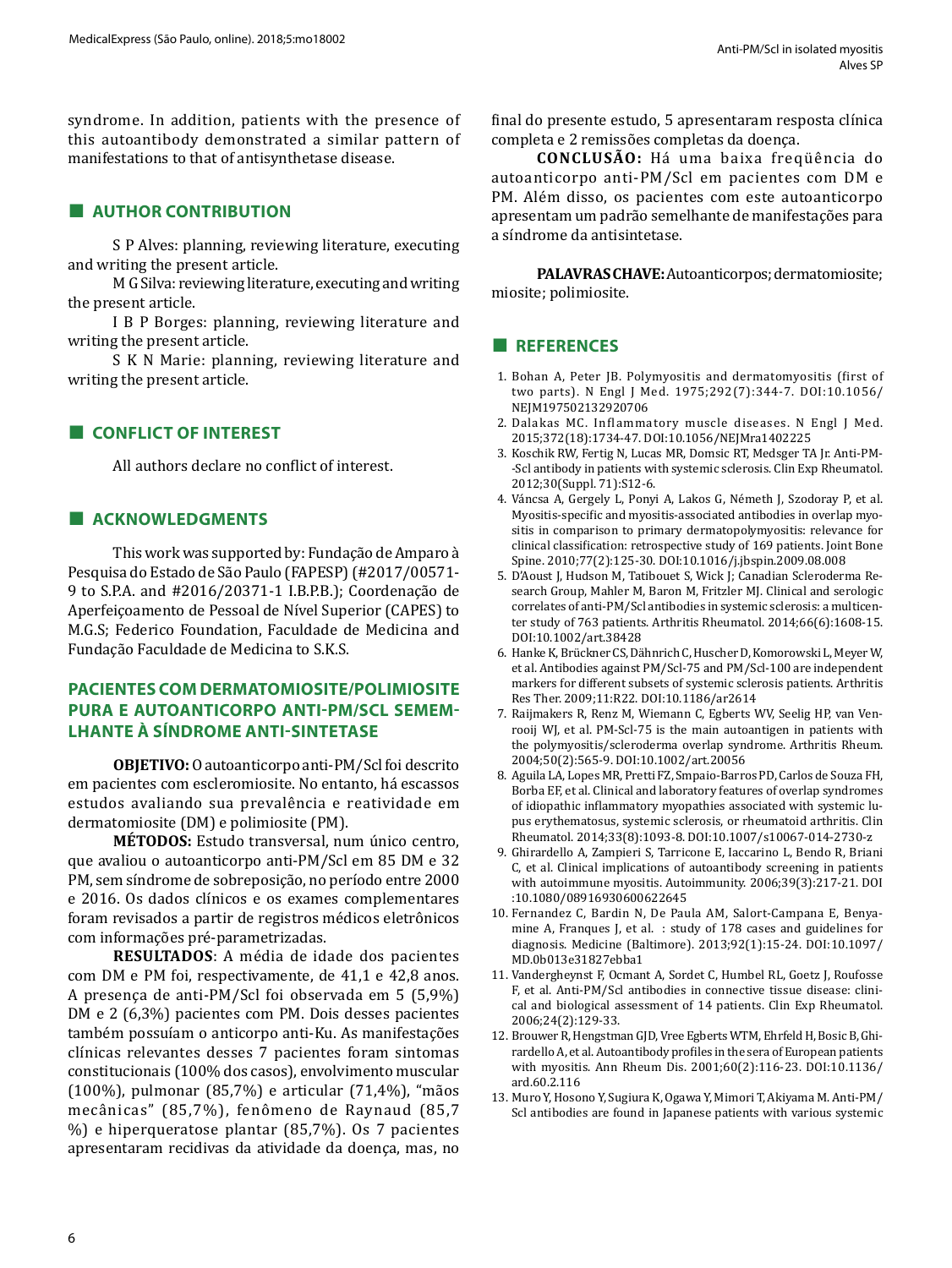syndrome. In addition, patients with the presence of this autoantibody demonstrated a similar pattern of manifestations to that of antisynthetase disease.

## AUTHOR CONTRIBUTION

S P Alves: planning, reviewing literature, executing and writing the present article.

M G Silva: reviewing literature, executing and writing the present article.

I B P Borges: planning, reviewing literature and writing the present article.

S K N Marie: planning, reviewing literature and writing the present article.

## CONFLICT OF INTEREST

All authors declare no conflict of interest.

## ACKNOWLEDGMENTS

This work was supported by: Fundação de Amparo à Pesquisa do Estado de São Paulo (FAPESP) (#2017/00571-9 to S.P.A. and #2016/20371-1 I.B.P.B.); Coordenação de Aperfeiçoamento de Pessoal de Nível Superior (CAPES) to M.G.S; Federico Foundation, Faculdade de Medicina and Fundação Faculdade de Medicina to S.K.S.

## PACIENTES COM DERMATOMIOSITE/POLIMIOSITE PURA E AUTOANTICORPO ANTI-PM/SCL SEMEMLHANTE À SÍNDROME ANTI-SINTETASE

**OBJETIVO:** O autoanticorpo anti-PM/Scl foi descrito em pacientes com escleromiosite. No entanto, há escassos estudos avaliando sua prevalência e reatividade em dermatomiosite (DM) e polimiosite (PM).

**MÉTODOS:** Estudo transversal, num único centro, que avaliou o autoanticorpo anti-PM/Scl em 85 DM e 32 PM, sem síndrome de sobreposição, no período entre 2000 e 2016. Os dados clínicos e os exames complementares foram revisados a partir de registros médicos eletrônicos com informações pré-parametrizadas.

**RESULTADOS**: A média de idade dos pacientes com DM e PM foi, respectivamente, de 41,1 e 42,8 anos. A presença de anti-PM/Scl foi observada em 5 (5,9%) DM e 2 (6,3%) pacientes com PM. Dois desses pacientes também possuíam o anticorpo anti-Ku. As manifestações clínicas relevantes desses 7 pacientes foram sintomas constitucionais (100% dos casos), envolvimento muscular (100%), pulmonar (85,7%) e articular (71,4%), "mãos mecânicas" (85,7%), fenômeno de Raynaud (85,7 %) e hiperqueratose plantar (85,7%). Os 7 pacientes apresentaram recidivas da atividade da doença, mas, no final do presente estudo, 5 apresentaram resposta clínica completa e 2 remissões completas da doença.

**CONCLUSÃO:** Há uma baixa freqüência do autoanticorpo anti-PM/Scl em pacientes com DM e PM. Além disso, os pacientes com este autoanticorpo apresentam um padrão semelhante de manifestações para a síndrome da antisintetase.

**PALAVRAS CHAVE:** Autoanticorpos; dermatomiosite; miosite; polimiosite.

## REFERENCES

1. Bohan A, Peter JB. Polymyositis and dermatomyositis (first of two parts). N Engl J Med. 1975;292(7):344-7. DOI:10.1056/NEJM197502132920706
2. Dalakas MC. Inflammatory muscle diseases. N Engl J Med. 2015;372(18):1734-47. DOI:10.1056/NEJMra1402225
3. Koschik RW, Fertig N, Lucas MR, Domsic RT, Medsger TA Jr. Anti-PM--Scl antibody in patients with systemic sclerosis. Clin Exp Rheumatol. 2012;30(Suppl. 71):S12-6.
4. Váncsa A, Gergely L, Ponyi A, Lakos G, Németh J, Szodoray P, et al. Myositis-specific and myositis-associated antibodies in overlap myositis in comparison to primary dermatopolymyositis: relevance for clinical classification: retrospective study of 169 patients. Joint Bone Spine. 2010;77(2):125-30. DOI:10.1016/j.jbspin.2009.08.008
5. D'Aoust J, Hudson M, Tatibouet S, Wick J; Canadian Scleroderma Research Group, Mahler M, Baron M, Fritzler MJ. Clinical and serologic correlates of anti-PM/Scl antibodies in systemic sclerosis: a multicenter study of 763 patients. Arthritis Rheumatol. 2014;66(6):1608-15. DOI:10.1002/art.38428
6. Hanke K, Brückner CS, Dähnrich C, Huscher D, Komorowski L, Meyer W, et al. Antibodies against PM/Scl-75 and PM/Scl-100 are independent markers for different subsets of systemic sclerosis patients. Arthritis Res Ther. 2009;11:R22. DOI:10.1186/ar2614
7. Raijmakers R, Renz M, Wiemann C, Egberts WV, Seelig HP, van Venrooij WJ, et al. PM-Scl-75 is the main autoantigen in patients with the polymyositis/scleroderma overlap syndrome. Arthritis Rheum. 2004;50(2):565-9. DOI:10.1002/art.20056
8. Aguila LA, Lopes MR, Pretti FZ, Smpaio-Barros PD, Carlos de Souza FH, Borba EF, et al. Clinical and laboratory features of overlap syndromes of idiopathic inflammatory myopathies associated with systemic lupus erythematosus, systemic sclerosis, or rheumatoid arthritis. Clin Rheumatol. 2014;33(8):1093-8. DOI:10.1007/s10067-014-2730-z
9. Ghirardello A, Zampieri S, Tarricone E, Iaccarino L, Bendo R, Briani C, et al. Clinical implications of autoantibody screening in patients with autoimmune myositis. Autoimmunity. 2006;39(3):217-21. DOI :10.1080/08916930600622645
10. Fernandez C, Bardin N, De Paula AM, Salort-Campana E, Benyamine A, Franques J, et al. : study of 178 cases and guidelines for diagnosis. Medicine (Baltimore). 2013;92(1):15-24. DOI:10.1097/MD.0b013e31827ebba1
11. Vandergheynst F, Ocmant A, Sordet C, Humbel RL, Goetz J, Roufosse F, et al. Anti-PM/Scl antibodies in connective tissue disease: clinical and biological assessment of 14 patients. Clin Exp Rheumatol. 2006;24(2):129-33.
12. Brouwer R, Hengstman GJD, Vree Egberts WTM, Ehrfeld H, Bosic B, Ghirardello A, et al. Autoantibody profiles in the sera of European patients with myositis. Ann Rheum Dis. 2001;60(2):116-23. DOI:10.1136/ard.60.2.116
13. Muro Y, Hosono Y, Sugiura K, Ogawa Y, Mimori T, Akiyama M. Anti-PM/Scl antibodies are found in Japanese patients with various systemic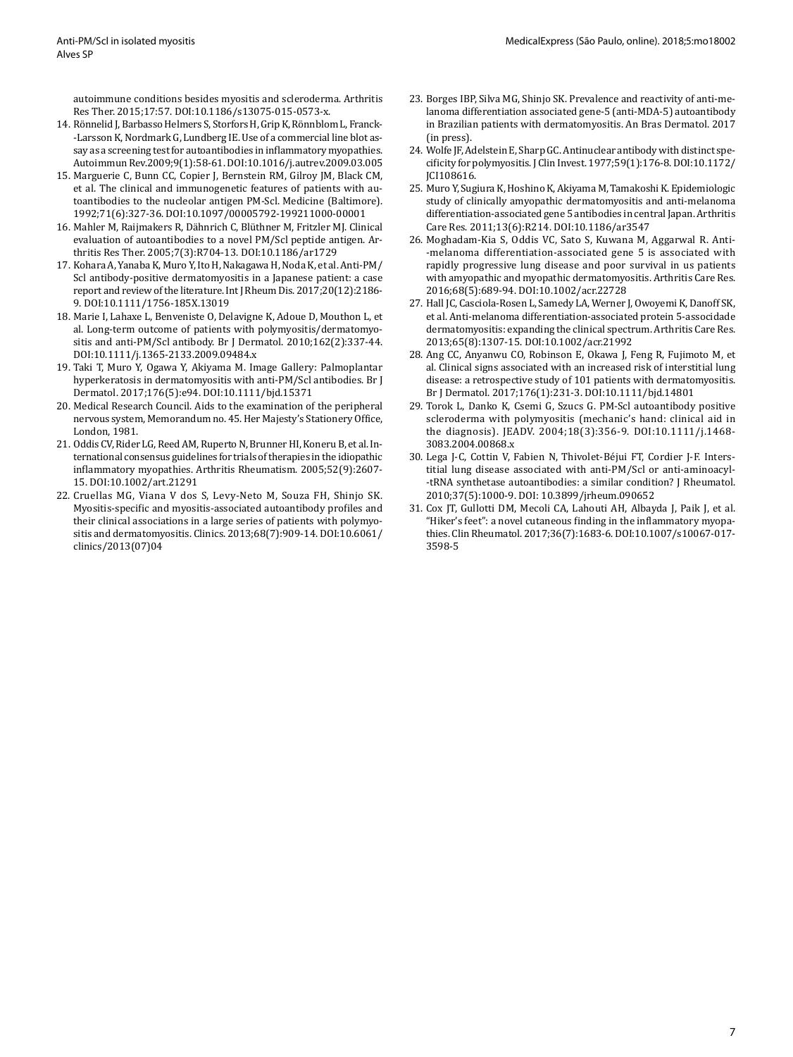autoimmune conditions besides myositis and scleroderma. Arthritis Res Ther. 2015;17:57. DOI:10.1186/s13075-015-0573-x.

14. Rönnelid J, Barbasso Helmers S, Storfors H, Grip K, Rönnblom L, Franck-Larsson K, Nordmark G, Lundberg IE. Use of a commercial line blot assay as a screening test for autoantibodies in inflammatory myopathies. Autoimmun Rev.2009;9(1):58-61. DOI:10.1016/j.autrev.2009.03.005
15. Marguerie C, Bunn CC, Copier J, Bernstein RM, Gilroy JM, Black CM, et al. The clinical and immunogenetic features of patients with autoantibodies to the nucleolar antigen PM-Scl. Medicine (Baltimore). 1992;71(6):327-36. DOI:10.1097/00005792-199211000-00001
16. Mahler M, Raijmakers R, Dähnrich C, Blüthner M, Fritzler MJ. Clinical evaluation of autoantibodies to a novel PM/Scl peptide antigen. Arthritis Res Ther. 2005;7(3):R704-13. DOI:10.1186/ar1729
17. Kohara A, Yanaba K, Muro Y, Ito H, Nakagawa H, Noda K, et al. Anti-PM/Scl antibody-positive dermatomyositis in a Japanese patient: a case report and review of the literature. Int J Rheum Dis. 2017;20(12):2186-9. DOI:10.1111/1756-185X.13019
18. Marie I, Lahaxe L, Benveniste O, Delavigne K, Adoue D, Mouthon L, et al. Long-term outcome of patients with polymyositis/dermatomyositis and anti-PM/Scl antibody. Br J Dermatol. 2010;162(2):337-44. DOI:10.1111/j.1365-2133.2009.09484.x
19. Taki T, Muro Y, Ogawa Y, Akiyama M. Image Gallery: Palmoplantar hyperkeratosis in dermatomyositis with anti-PM/Scl antibodies. Br J Dermatol. 2017;176(5):e94. DOI:10.1111/bjd.15371
20. Medical Research Council. Aids to the examination of the peripheral nervous system, Memorandum no. 45. Her Majesty's Stationery Office, London, 1981.
21. Oddis CV, Rider LG, Reed AM, Ruperto N, Brunner HI, Koneru B, et al. International consensus guidelines for trials of therapies in the idiopathic inflammatory myopathies. Arthritis Rheumatism. 2005;52(9):2607-15. DOI:10.1002/art.21291
22. Cruellas MG, Viana V dos S, Levy-Neto M, Souza FH, Shinjo SK. Myositis-specific and myositis-associated autoantibody profiles and their clinical associations in a large series of patients with polymyositis and dermatomyositis. Clinics. 2013;68(7):909-14. DOI:10.6061/clinics/2013(07)04
23. Borges IBP, Silva MG, Shinjo SK. Prevalence and reactivity of anti-melanoma differentiation associated gene-5 (anti-MDA-5) autoantibody in Brazilian patients with dermatomyositis. An Bras Dermatol. 2017 (in press).
24. Wolfe JF, Adelstein E, Sharp GC. Antinuclear antibody with distinct specificity for polymyositis. J Clin Invest. 1977;59(1):176-8. DOI:10.1172/JCI108616.
25. Muro Y, Sugiura K, Hoshino K, Akiyama M, Tamakoshi K. Epidemiologic study of clinically amyopathic dermatomyositis and anti-melanoma differentiation-associated gene 5 antibodies in central Japan. Arthritis Care Res. 2011;13(6):R214. DOI:10.1186/ar3547
26. Moghadam-Kia S, Oddis VC, Sato S, Kuwana M, Aggarwal R. Anti--melanoma differentiation-associated gene 5 is associated with rapidly progressive lung disease and poor survival in us patients with amyopathic and myopathic dermatomyositis. Arthritis Care Res. 2016;68(5):689-94. DOI:10.1002/acr.22728
27. Hall JC, Casciola-Rosen L, Samedy LA, Werner J, Owoyemi K, Danoff SK, et al. Anti-melanoma differentiation-associated protein 5-associdade dermatomyositis: expanding the clinical spectrum. Arthritis Care Res. 2013;65(8):1307-15. DOI:10.1002/acr.21992
28. Ang CC, Anyanwu CO, Robinson E, Okawa J, Feng R, Fujimoto M, et al. Clinical signs associated with an increased risk of interstitial lung disease: a retrospective study of 101 patients with dermatomyositis. Br J Dermatol. 2017;176(1):231-3. DOI:10.1111/bjd.14801
29. Torok L, Danko K, Csemi G, Szucs G. PM-Scl autoantibody positive scleroderma with polymyositis (mechanic's hand: clinical aid in the diagnosis). JEADV. 2004;18(3):356-9. DOI:10.1111/j.1468-3083.2004.00868.x
30. Lega J-C, Cottin V, Fabien N, Thivolet-Béjui FT, Cordier J-F. Interstitial lung disease associated with anti-PM/Scl or anti-aminoacyl--tRNA synthetase autoantibodies: a similar condition? J Rheumatol. 2010;37(5):1000-9. DOI: 10.3899/jrheum.090652
31. Cox JT, Gullotti DM, Mecoli CA, Lahouti AH, Albayda J, Paik J, et al. "Hiker's feet": a novel cutaneous finding in the inflammatory myopathies. Clin Rheumatol. 2017;36(7):1683-6. DOI:10.1007/s10067-017-3598-5